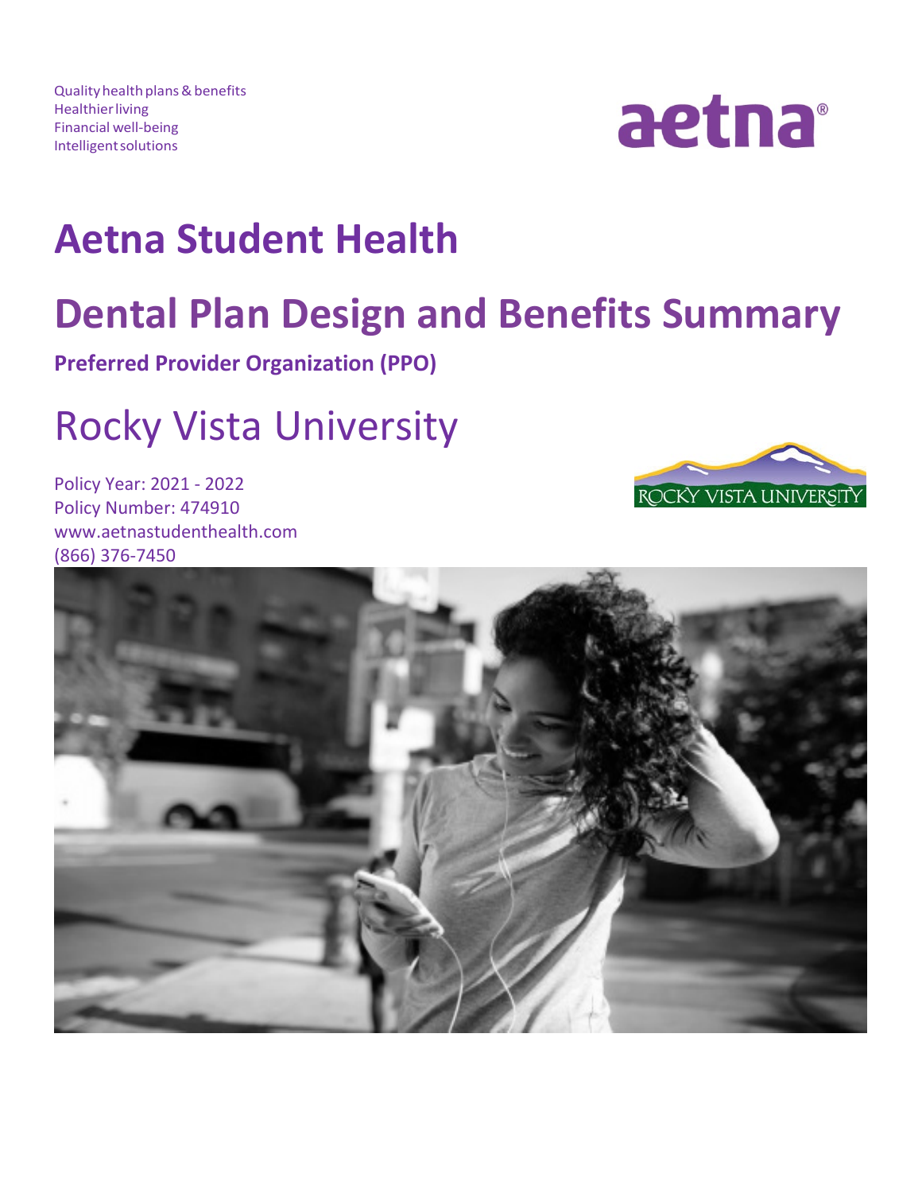Quality health plans & benefits
Healthier living
Financial well-being
Intelligent solutions

aetna®

# Aetna Student Health

# Dental Plan Design and Benefits Summary

**Preferred Provider Organization (PPO)**

## Rocky Vista University

Policy Year: 2021 - 2022
Policy Number: 474910
www.aetnastudenthealth.com
(866) 376-7450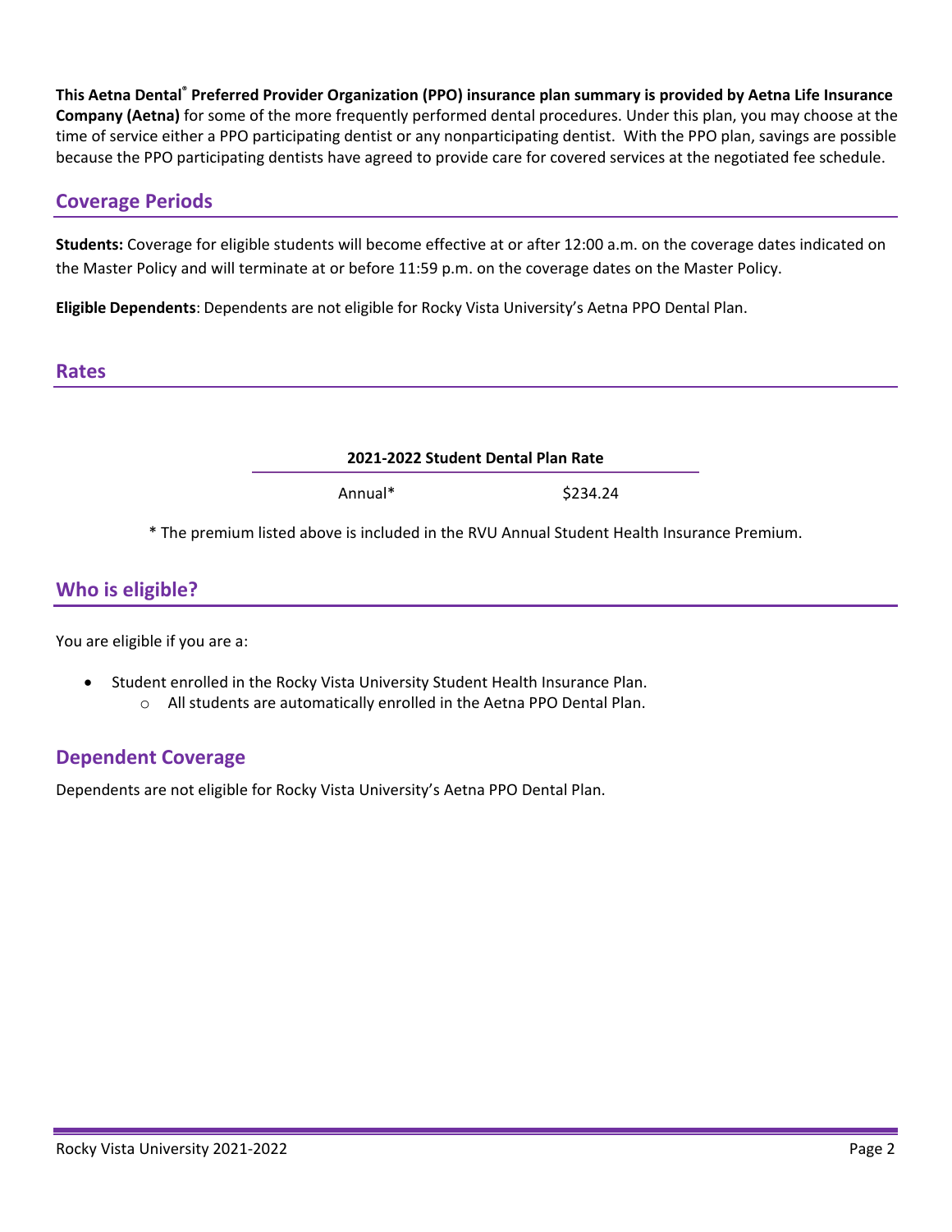**This Aetna Dental® Preferred Provider Organization (PPO) insurance plan summary is provided by Aetna Life Insurance Company (Aetna)** for some of the more frequently performed dental procedures. Under this plan, you may choose at the time of service either a PPO participating dentist or any nonparticipating dentist. With the PPO plan, savings are possible because the PPO participating dentists have agreed to provide care for covered services at the negotiated fee schedule.

## Coverage Periods

**Students:** Coverage for eligible students will become effective at or after 12:00 a.m. on the coverage dates indicated on the Master Policy and will terminate at or before 11:59 p.m. on the coverage dates on the Master Policy.

**Eligible Dependents**: Dependents are not eligible for Rocky Vista University's Aetna PPO Dental Plan.

## Rates

| 2021-2022 Student Dental Plan Rate | |
|---|---|
| Annual* | $234.24 |

* The premium listed above is included in the RVU Annual Student Health Insurance Premium.

## Who is eligible?

You are eligible if you are a:

- Student enrolled in the Rocky Vista University Student Health Insurance Plan.
  - All students are automatically enrolled in the Aetna PPO Dental Plan.

## Dependent Coverage

Dependents are not eligible for Rocky Vista University's Aetna PPO Dental Plan.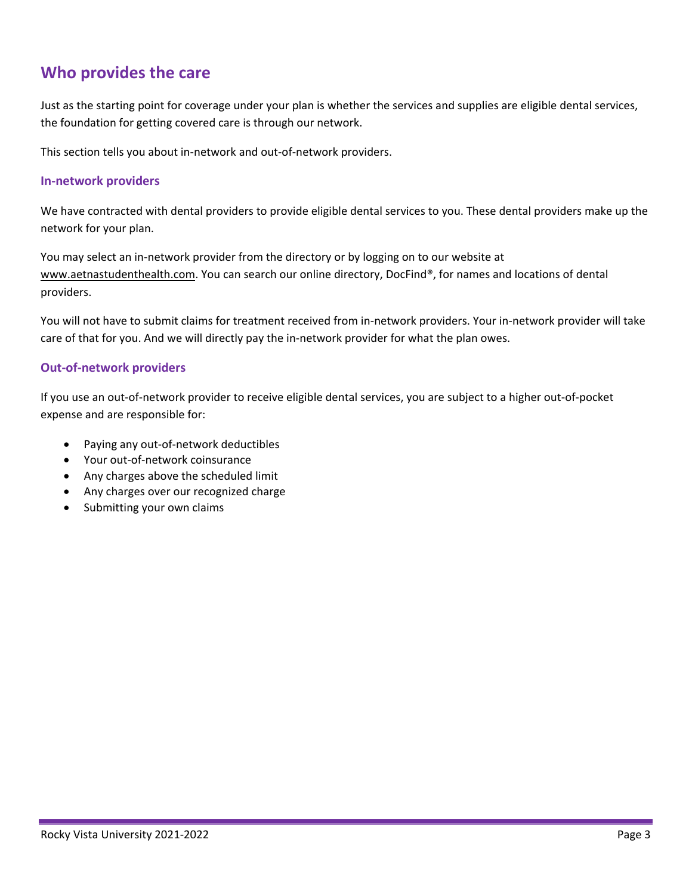## Who provides the care

Just as the starting point for coverage under your plan is whether the services and supplies are eligible dental services, the foundation for getting covered care is through our network.

This section tells you about in-network and out-of-network providers.

### In-network providers

We have contracted with dental providers to provide eligible dental services to you. These dental providers make up the network for your plan.

You may select an in-network provider from the directory or by logging on to our website at www.aetnastudenthealth.com. You can search our online directory, DocFind®, for names and locations of dental providers.

You will not have to submit claims for treatment received from in-network providers. Your in-network provider will take care of that for you. And we will directly pay the in-network provider for what the plan owes.

### Out-of-network providers

If you use an out-of-network provider to receive eligible dental services, you are subject to a higher out-of-pocket expense and are responsible for:

- Paying any out-of-network deductibles
- Your out-of-network coinsurance
- Any charges above the scheduled limit
- Any charges over our recognized charge
- Submitting your own claims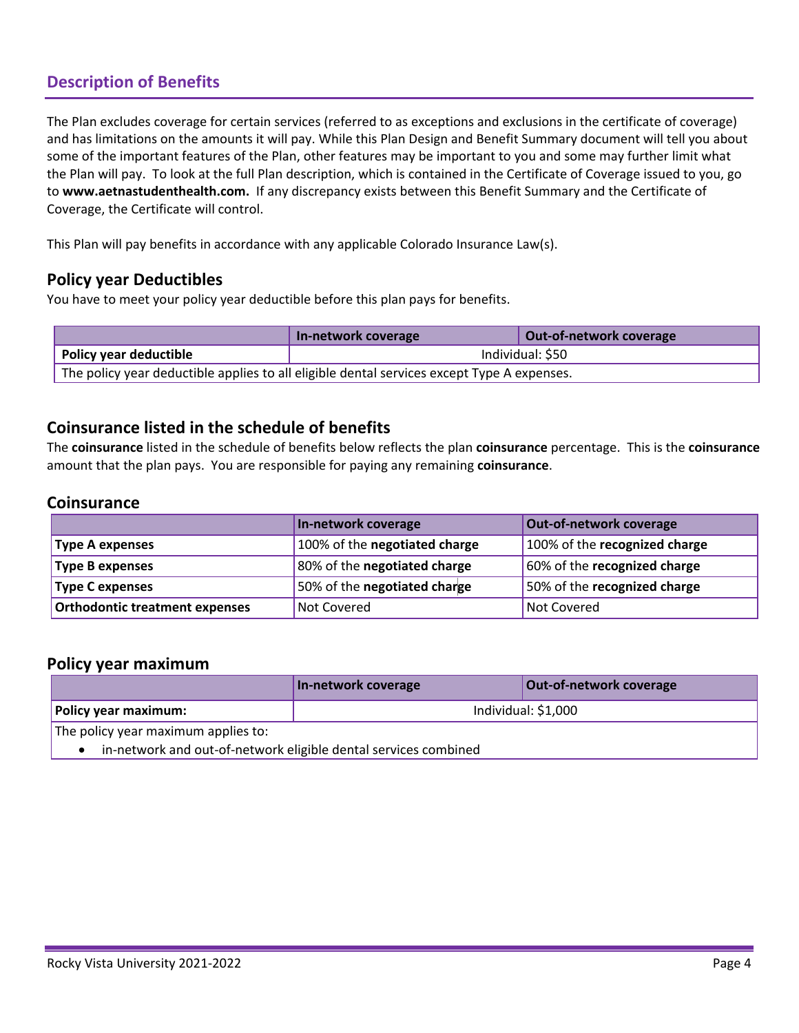## Description of Benefits

The Plan excludes coverage for certain services (referred to as exceptions and exclusions in the certificate of coverage) and has limitations on the amounts it will pay. While this Plan Design and Benefit Summary document will tell you about some of the important features of the Plan, other features may be important to you and some may further limit what the Plan will pay. To look at the full Plan description, which is contained in the Certificate of Coverage issued to you, go to **www.aetnastudenthealth.com.** If any discrepancy exists between this Benefit Summary and the Certificate of Coverage, the Certificate will control.

This Plan will pay benefits in accordance with any applicable Colorado Insurance Law(s).

### Policy year Deductibles

You have to meet your policy year deductible before this plan pays for benefits.

| | In-network coverage | Out-of-network coverage |
|---|---|---|
| **Policy year deductible** | Individual: $50 | |
| The policy year deductible applies to all eligible dental services except Type A expenses. | | |

### Coinsurance listed in the schedule of benefits

The **coinsurance** listed in the schedule of benefits below reflects the plan **coinsurance** percentage. This is the **coinsurance** amount that the plan pays. You are responsible for paying any remaining **coinsurance**.

### Coinsurance

| | In-network coverage | Out-of-network coverage |
|---|---|---|
| **Type A expenses** | 100% of the **negotiated charge** | 100% of the **recognized charge** |
| **Type B expenses** | 80% of the **negotiated charge** | 60% of the **recognized charge** |
| **Type C expenses** | 50% of the **negotiated charge** | 50% of the **recognized charge** |
| **Orthodontic treatment expenses** | Not Covered | Not Covered |

### Policy year maximum

| | In-network coverage | Out-of-network coverage |
|---|---|---|
| **Policy year maximum:** | Individual: $1,000 | |
| The policy year maximum applies to: <br>• in-network and out-of-network eligible dental services combined | | |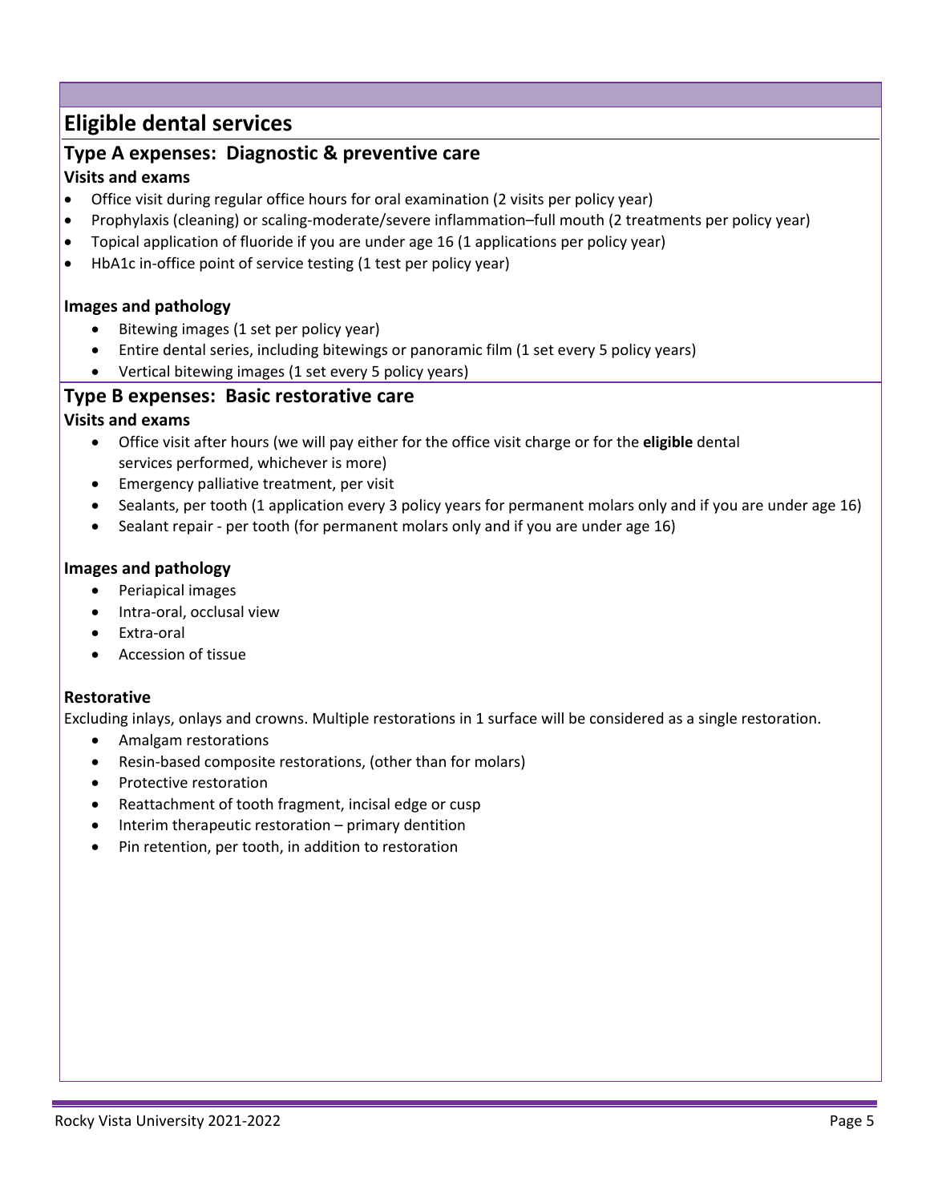## Eligible dental services

### Type A expenses: Diagnostic & preventive care

#### Visits and exams

- Office visit during regular office hours for oral examination (2 visits per policy year)
- Prophylaxis (cleaning) or scaling-moderate/severe inflammation–full mouth (2 treatments per policy year)
- Topical application of fluoride if you are under age 16 (1 applications per policy year)
- HbA1c in-office point of service testing (1 test per policy year)

#### Images and pathology

- Bitewing images (1 set per policy year)
- Entire dental series, including bitewings or panoramic film (1 set every 5 policy years)
- Vertical bitewing images (1 set every 5 policy years)

### Type B expenses: Basic restorative care

#### Visits and exams

- Office visit after hours (we will pay either for the office visit charge or for the **eligible** dental services performed, whichever is more)
- Emergency palliative treatment, per visit
- Sealants, per tooth (1 application every 3 policy years for permanent molars only and if you are under age 16)
- Sealant repair - per tooth (for permanent molars only and if you are under age 16)

#### Images and pathology

- Periapical images
- Intra-oral, occlusal view
- Extra-oral
- Accession of tissue

#### Restorative

Excluding inlays, onlays and crowns. Multiple restorations in 1 surface will be considered as a single restoration.

- Amalgam restorations
- Resin-based composite restorations, (other than for molars)
- Protective restoration
- Reattachment of tooth fragment, incisal edge or cusp
- Interim therapeutic restoration – primary dentition
- Pin retention, per tooth, in addition to restoration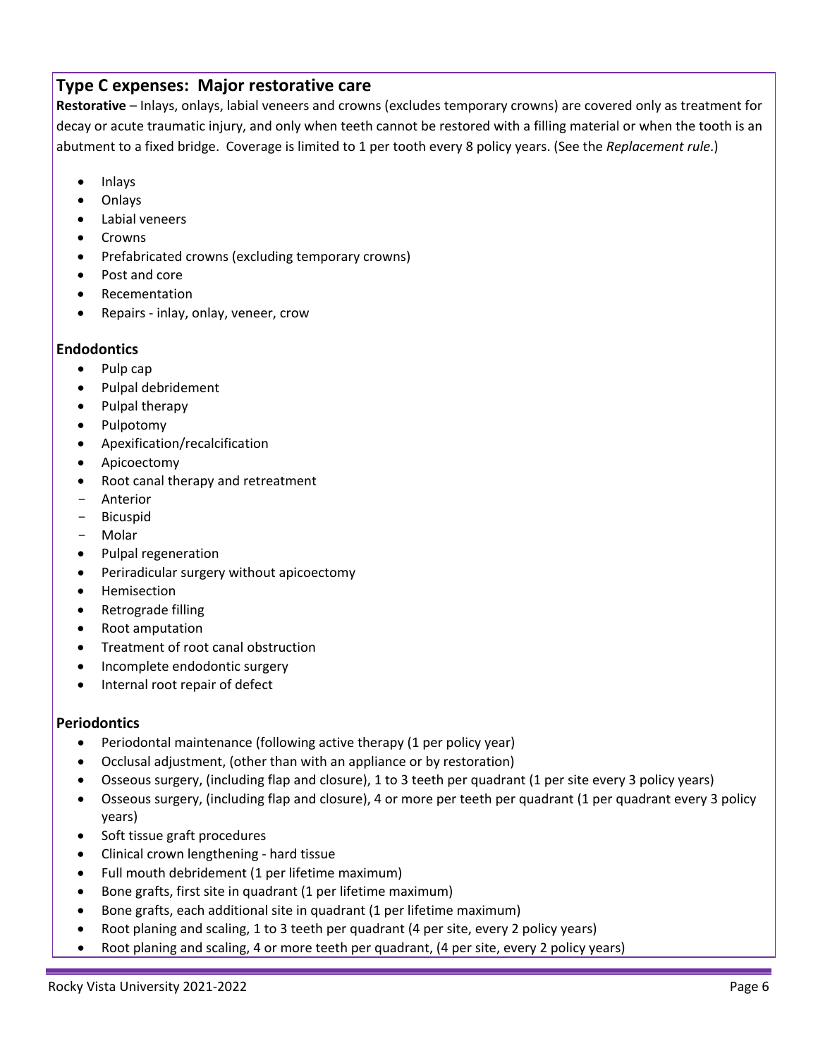## Type C expenses: Major restorative care

**Restorative** – Inlays, onlays, labial veneers and crowns (excludes temporary crowns) are covered only as treatment for decay or acute traumatic injury, and only when teeth cannot be restored with a filling material or when the tooth is an abutment to a fixed bridge. Coverage is limited to 1 per tooth every 8 policy years. (See the *Replacement rule*.)

- Inlays
- Onlays
- Labial veneers
- Crowns
- Prefabricated crowns (excluding temporary crowns)
- Post and core
- Recementation
- Repairs - inlay, onlay, veneer, crow

### Endodontics

- Pulp cap
- Pulpal debridement
- Pulpal therapy
- Pulpotomy
- Apexification/recalcification
- Apicoectomy
- Root canal therapy and retreatment
  - Anterior
  - Bicuspid
  - Molar
- Pulpal regeneration
- Periradicular surgery without apicoectomy
- Hemisection
- Retrograde filling
- Root amputation
- Treatment of root canal obstruction
- Incomplete endodontic surgery
- Internal root repair of defect

### Periodontics

- Periodontal maintenance (following active therapy (1 per policy year)
- Occlusal adjustment, (other than with an appliance or by restoration)
- Osseous surgery, (including flap and closure), 1 to 3 teeth per quadrant (1 per site every 3 policy years)
- Osseous surgery, (including flap and closure), 4 or more per teeth per quadrant (1 per quadrant every 3 policy years)
- Soft tissue graft procedures
- Clinical crown lengthening - hard tissue
- Full mouth debridement (1 per lifetime maximum)
- Bone grafts, first site in quadrant (1 per lifetime maximum)
- Bone grafts, each additional site in quadrant (1 per lifetime maximum)
- Root planing and scaling, 1 to 3 teeth per quadrant (4 per site, every 2 policy years)
- Root planing and scaling, 4 or more teeth per quadrant, (4 per site, every 2 policy years)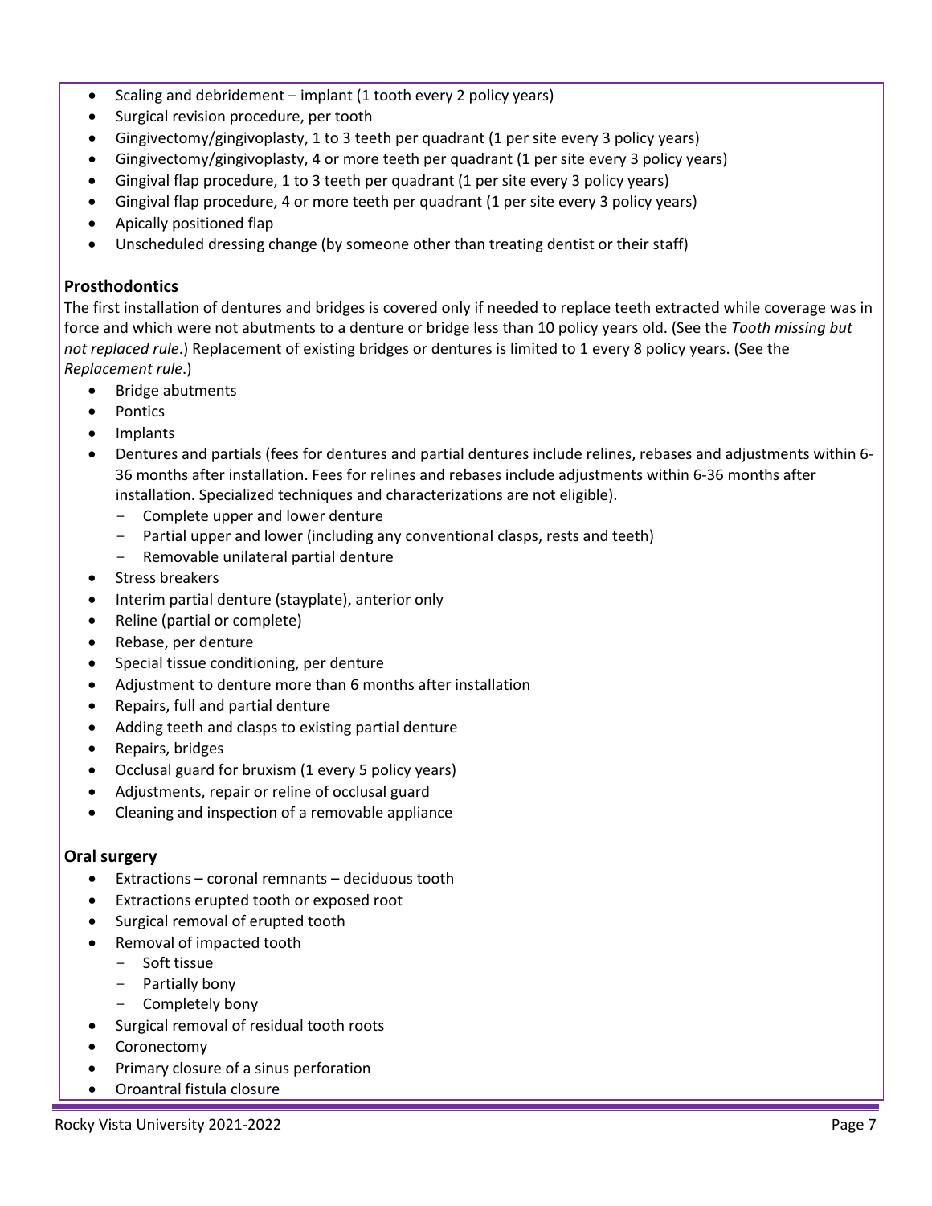- Scaling and debridement – implant (1 tooth every 2 policy years)
- Surgical revision procedure, per tooth
- Gingivectomy/gingivoplasty, 1 to 3 teeth per quadrant (1 per site every 3 policy years)
- Gingivectomy/gingivoplasty, 4 or more teeth per quadrant (1 per site every 3 policy years)
- Gingival flap procedure, 1 to 3 teeth per quadrant (1 per site every 3 policy years)
- Gingival flap procedure, 4 or more teeth per quadrant (1 per site every 3 policy years)
- Apically positioned flap
- Unscheduled dressing change (by someone other than treating dentist or their staff)

### Prosthodontics

The first installation of dentures and bridges is covered only if needed to replace teeth extracted while coverage was in force and which were not abutments to a denture or bridge less than 10 policy years old. (See the *Tooth missing but not replaced rule*.) Replacement of existing bridges or dentures is limited to 1 every 8 policy years. (See the *Replacement rule*.)

- Bridge abutments
- Pontics
- Implants
- Dentures and partials (fees for dentures and partial dentures include relines, rebases and adjustments within 6-36 months after installation. Fees for relines and rebases include adjustments within 6-36 months after installation. Specialized techniques and characterizations are not eligible).
  - Complete upper and lower denture
  - Partial upper and lower (including any conventional clasps, rests and teeth)
  - Removable unilateral partial denture
- Stress breakers
- Interim partial denture (stayplate), anterior only
- Reline (partial or complete)
- Rebase, per denture
- Special tissue conditioning, per denture
- Adjustment to denture more than 6 months after installation
- Repairs, full and partial denture
- Adding teeth and clasps to existing partial denture
- Repairs, bridges
- Occlusal guard for bruxism (1 every 5 policy years)
- Adjustments, repair or reline of occlusal guard
- Cleaning and inspection of a removable appliance

### Oral surgery

- Extractions – coronal remnants – deciduous tooth
- Extractions erupted tooth or exposed root
- Surgical removal of erupted tooth
- Removal of impacted tooth
  - Soft tissue
  - Partially bony
  - Completely bony
- Surgical removal of residual tooth roots
- Coronectomy
- Primary closure of a sinus perforation
- Oroantral fistula closure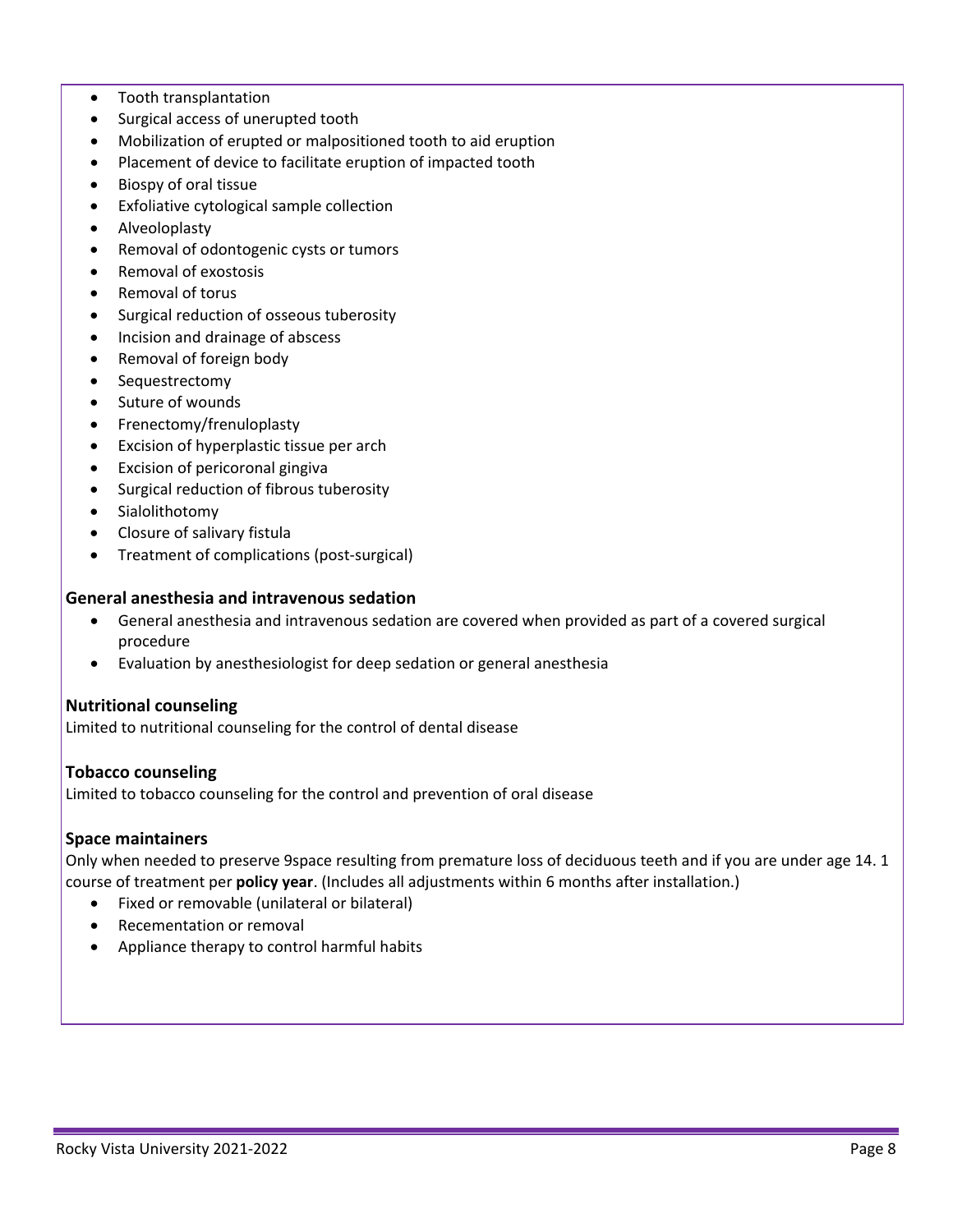- Tooth transplantation
- Surgical access of unerupted tooth
- Mobilization of erupted or malpositioned tooth to aid eruption
- Placement of device to facilitate eruption of impacted tooth
- Biospy of oral tissue
- Exfoliative cytological sample collection
- Alveoloplasty
- Removal of odontogenic cysts or tumors
- Removal of exostosis
- Removal of torus
- Surgical reduction of osseous tuberosity
- Incision and drainage of abscess
- Removal of foreign body
- Sequestrectomy
- Suture of wounds
- Frenectomy/frenuloplasty
- Excision of hyperplastic tissue per arch
- Excision of pericoronal gingiva
- Surgical reduction of fibrous tuberosity
- Sialolithotomy
- Closure of salivary fistula
- Treatment of complications (post-surgical)

### General anesthesia and intravenous sedation

- General anesthesia and intravenous sedation are covered when provided as part of a covered surgical procedure
- Evaluation by anesthesiologist for deep sedation or general anesthesia

### Nutritional counseling

Limited to nutritional counseling for the control of dental disease

### Tobacco counseling

Limited to tobacco counseling for the control and prevention of oral disease

### Space maintainers

Only when needed to preserve 9space resulting from premature loss of deciduous teeth and if you are under age 14. 1 course of treatment per **policy year**. (Includes all adjustments within 6 months after installation.)

- Fixed or removable (unilateral or bilateral)
- Recementation or removal
- Appliance therapy to control harmful habits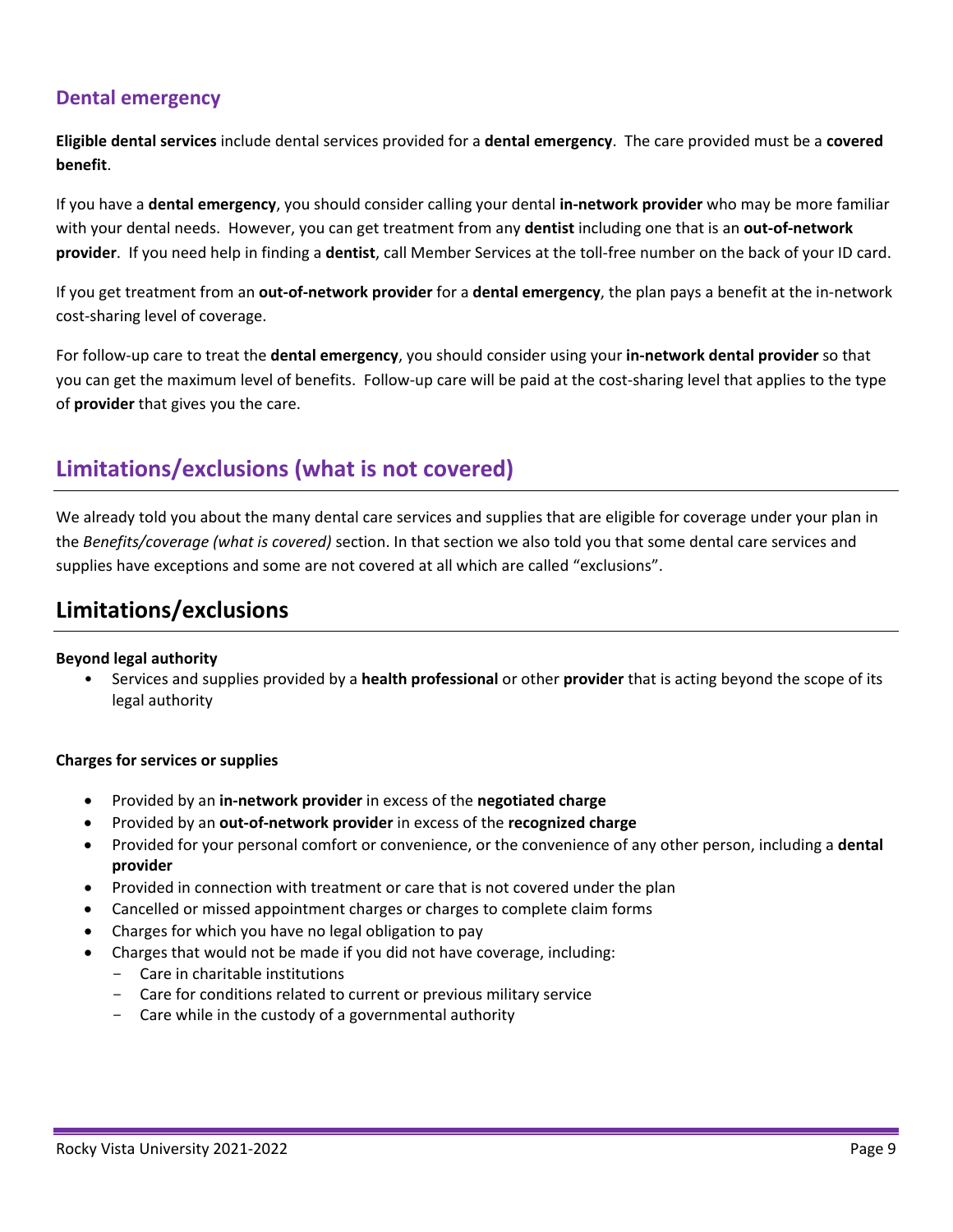### Dental emergency

**Eligible dental services** include dental services provided for a **dental emergency**. The care provided must be a **covered benefit**.

If you have a **dental emergency**, you should consider calling your dental **in-network provider** who may be more familiar with your dental needs. However, you can get treatment from any **dentist** including one that is an **out-of-network provider**. If you need help in finding a **dentist**, call Member Services at the toll-free number on the back of your ID card.

If you get treatment from an **out-of-network provider** for a **dental emergency**, the plan pays a benefit at the in-network cost-sharing level of coverage.

For follow-up care to treat the **dental emergency**, you should consider using your **in-network dental provider** so that you can get the maximum level of benefits. Follow-up care will be paid at the cost-sharing level that applies to the type of **provider** that gives you the care.

## Limitations/exclusions (what is not covered)

We already told you about the many dental care services and supplies that are eligible for coverage under your plan in the *Benefits/coverage (what is covered)* section. In that section we also told you that some dental care services and supplies have exceptions and some are not covered at all which are called "exclusions".

## Limitations/exclusions

**Beyond legal authority**

- Services and supplies provided by a **health professional** or other **provider** that is acting beyond the scope of its legal authority

**Charges for services or supplies**

- Provided by an **in-network provider** in excess of the **negotiated charge**
- Provided by an **out-of-network provider** in excess of the **recognized charge**
- Provided for your personal comfort or convenience, or the convenience of any other person, including a **dental provider**
- Provided in connection with treatment or care that is not covered under the plan
- Cancelled or missed appointment charges or charges to complete claim forms
- Charges for which you have no legal obligation to pay
- Charges that would not be made if you did not have coverage, including:
  - Care in charitable institutions
  - Care for conditions related to current or previous military service
  - Care while in the custody of a governmental authority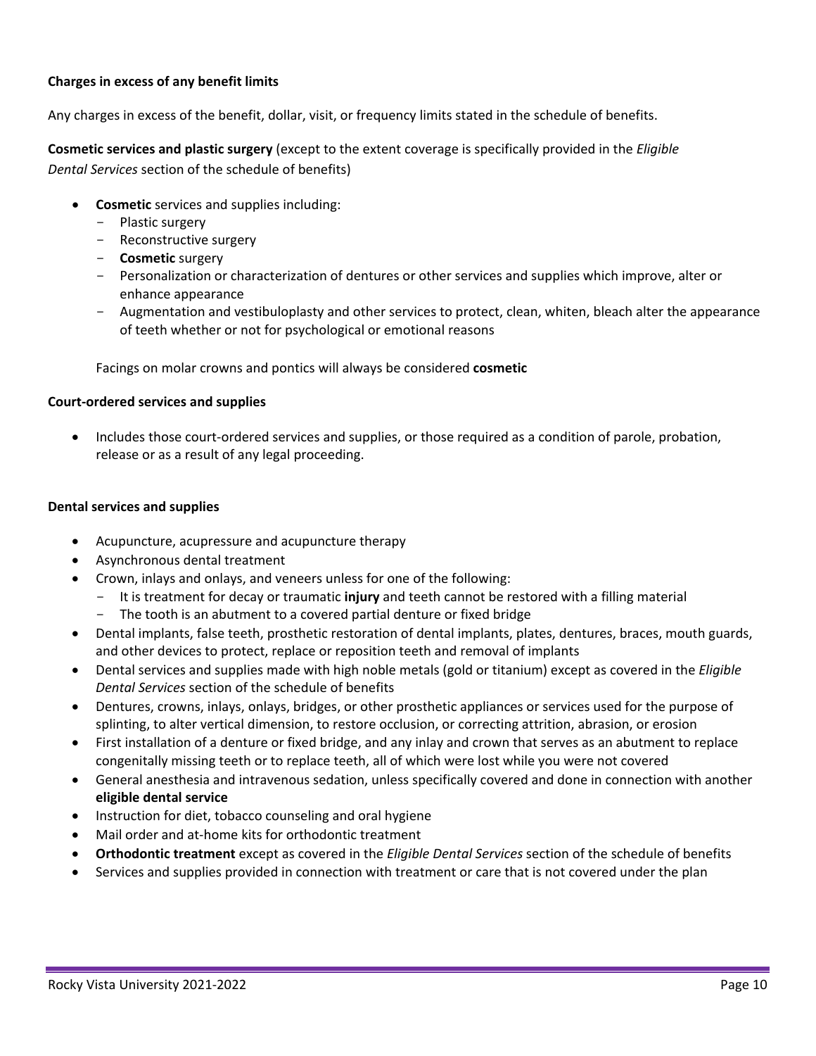**Charges in excess of any benefit limits**

Any charges in excess of the benefit, dollar, visit, or frequency limits stated in the schedule of benefits.

**Cosmetic services and plastic surgery** (except to the extent coverage is specifically provided in the *Eligible Dental Services* section of the schedule of benefits)

- **Cosmetic** services and supplies including:
    - Plastic surgery
    - Reconstructive surgery
    - **Cosmetic** surgery
    - Personalization or characterization of dentures or other services and supplies which improve, alter or enhance appearance
    - Augmentation and vestibuloplasty and other services to protect, clean, whiten, bleach alter the appearance of teeth whether or not for psychological or emotional reasons

  Facings on molar crowns and pontics will always be considered **cosmetic**

**Court-ordered services and supplies**

- Includes those court-ordered services and supplies, or those required as a condition of parole, probation, release or as a result of any legal proceeding.

**Dental services and supplies**

- Acupuncture, acupressure and acupuncture therapy
- Asynchronous dental treatment
- Crown, inlays and onlays, and veneers unless for one of the following:
    - It is treatment for decay or traumatic **injury** and teeth cannot be restored with a filling material
    - The tooth is an abutment to a covered partial denture or fixed bridge
- Dental implants, false teeth, prosthetic restoration of dental implants, plates, dentures, braces, mouth guards, and other devices to protect, replace or reposition teeth and removal of implants
- Dental services and supplies made with high noble metals (gold or titanium) except as covered in the *Eligible Dental Services* section of the schedule of benefits
- Dentures, crowns, inlays, onlays, bridges, or other prosthetic appliances or services used for the purpose of splinting, to alter vertical dimension, to restore occlusion, or correcting attrition, abrasion, or erosion
- First installation of a denture or fixed bridge, and any inlay and crown that serves as an abutment to replace congenitally missing teeth or to replace teeth, all of which were lost while you were not covered
- General anesthesia and intravenous sedation, unless specifically covered and done in connection with another **eligible dental service**
- Instruction for diet, tobacco counseling and oral hygiene
- Mail order and at-home kits for orthodontic treatment
- **Orthodontic treatment** except as covered in the *Eligible Dental Services* section of the schedule of benefits
- Services and supplies provided in connection with treatment or care that is not covered under the plan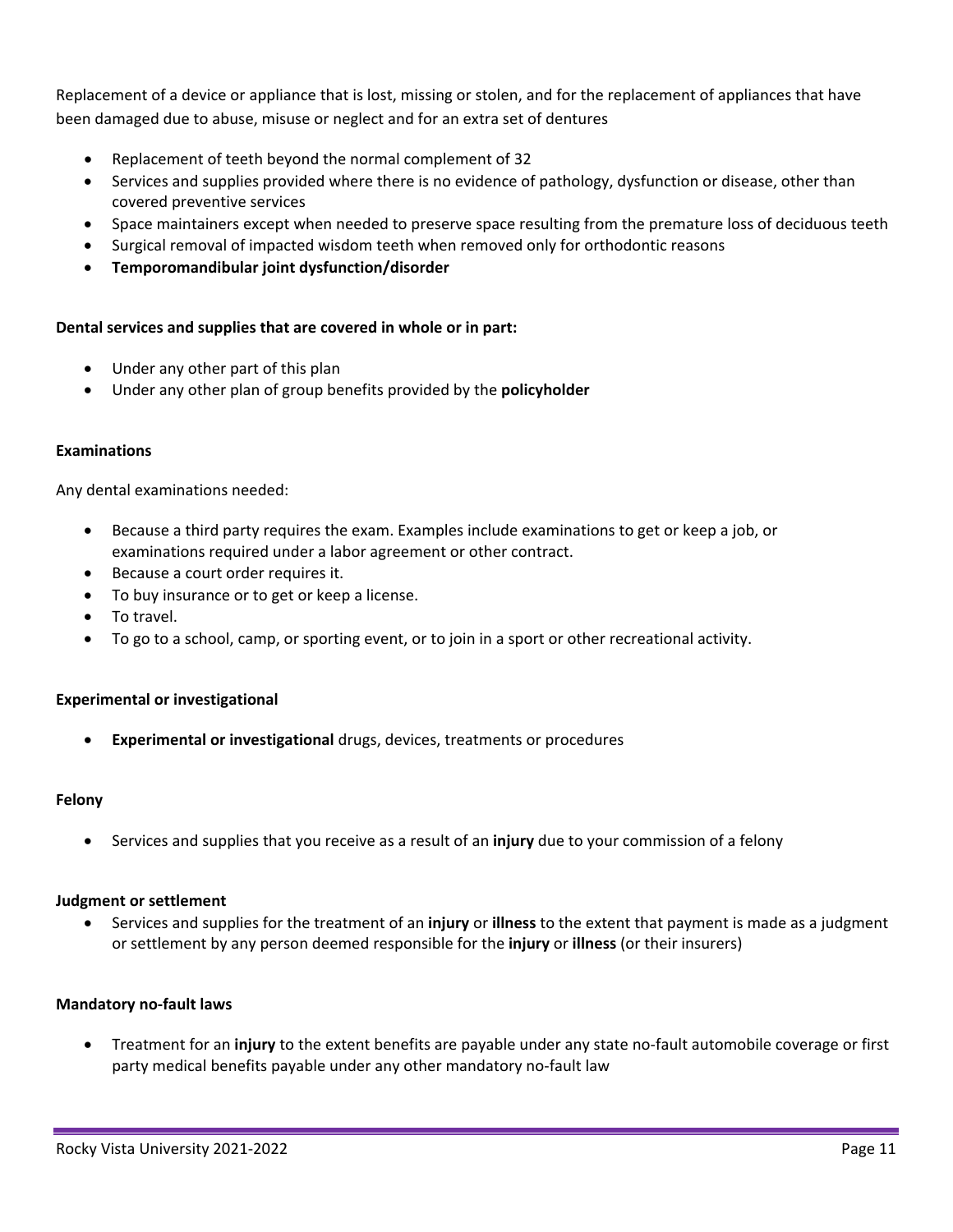Replacement of a device or appliance that is lost, missing or stolen, and for the replacement of appliances that have been damaged due to abuse, misuse or neglect and for an extra set of dentures

- Replacement of teeth beyond the normal complement of 32
- Services and supplies provided where there is no evidence of pathology, dysfunction or disease, other than covered preventive services
- Space maintainers except when needed to preserve space resulting from the premature loss of deciduous teeth
- Surgical removal of impacted wisdom teeth when removed only for orthodontic reasons
- **Temporomandibular joint dysfunction/disorder**

**Dental services and supplies that are covered in whole or in part:**

- Under any other part of this plan
- Under any other plan of group benefits provided by the **policyholder**

**Examinations**

Any dental examinations needed:

- Because a third party requires the exam. Examples include examinations to get or keep a job, or examinations required under a labor agreement or other contract.
- Because a court order requires it.
- To buy insurance or to get or keep a license.
- To travel.
- To go to a school, camp, or sporting event, or to join in a sport or other recreational activity.

**Experimental or investigational**

- **Experimental or investigational** drugs, devices, treatments or procedures

**Felony**

- Services and supplies that you receive as a result of an **injury** due to your commission of a felony

**Judgment or settlement**

- Services and supplies for the treatment of an **injury** or **illness** to the extent that payment is made as a judgment or settlement by any person deemed responsible for the **injury** or **illness** (or their insurers)

**Mandatory no-fault laws**

- Treatment for an **injury** to the extent benefits are payable under any state no-fault automobile coverage or first party medical benefits payable under any other mandatory no-fault law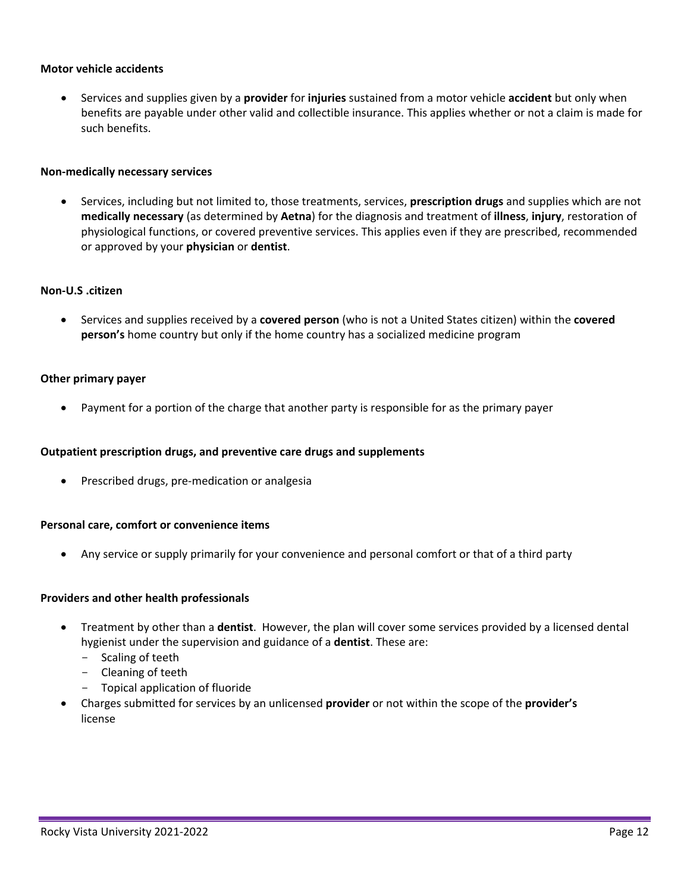**Motor vehicle accidents**

- Services and supplies given by a **provider** for **injuries** sustained from a motor vehicle **accident** but only when benefits are payable under other valid and collectible insurance. This applies whether or not a claim is made for such benefits.

**Non-medically necessary services**

- Services, including but not limited to, those treatments, services, **prescription drugs** and supplies which are not **medically necessary** (as determined by **Aetna**) for the diagnosis and treatment of **illness**, **injury**, restoration of physiological functions, or covered preventive services. This applies even if they are prescribed, recommended or approved by your **physician** or **dentist**.

**Non-U.S .citizen**

- Services and supplies received by a **covered person** (who is not a United States citizen) within the **covered person's** home country but only if the home country has a socialized medicine program

**Other primary payer**

- Payment for a portion of the charge that another party is responsible for as the primary payer

**Outpatient prescription drugs, and preventive care drugs and supplements**

- Prescribed drugs, pre-medication or analgesia

**Personal care, comfort or convenience items**

- Any service or supply primarily for your convenience and personal comfort or that of a third party

**Providers and other health professionals**

- Treatment by other than a **dentist**. However, the plan will cover some services provided by a licensed dental hygienist under the supervision and guidance of a **dentist**. These are:
  - Scaling of teeth
  - Cleaning of teeth
  - Topical application of fluoride
- Charges submitted for services by an unlicensed **provider** or not within the scope of the **provider's** license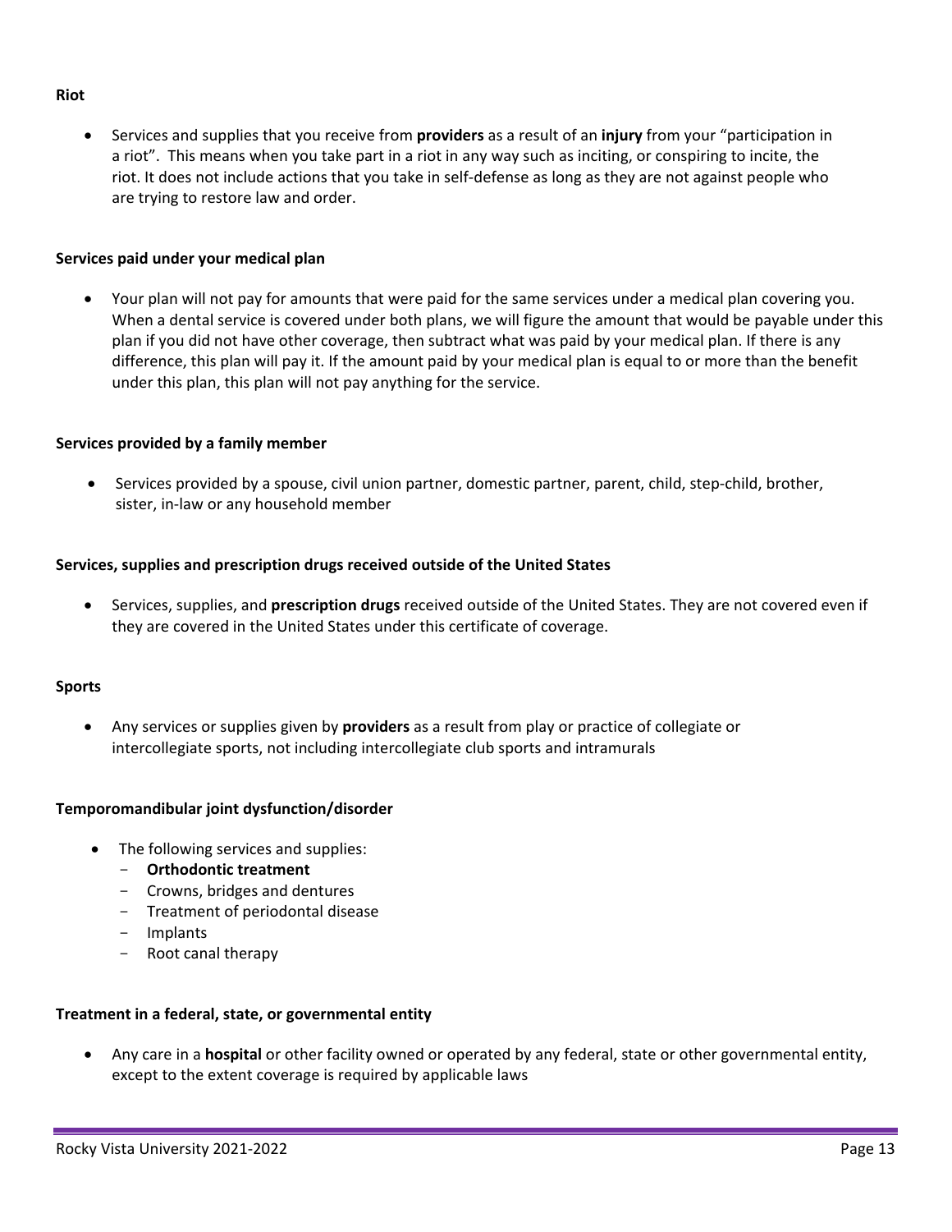**Riot**

- Services and supplies that you receive from **providers** as a result of an **injury** from your "participation in a riot". This means when you take part in a riot in any way such as inciting, or conspiring to incite, the riot. It does not include actions that you take in self-defense as long as they are not against people who are trying to restore law and order.

**Services paid under your medical plan**

- Your plan will not pay for amounts that were paid for the same services under a medical plan covering you. When a dental service is covered under both plans, we will figure the amount that would be payable under this plan if you did not have other coverage, then subtract what was paid by your medical plan. If there is any difference, this plan will pay it. If the amount paid by your medical plan is equal to or more than the benefit under this plan, this plan will not pay anything for the service.

**Services provided by a family member**

- Services provided by a spouse, civil union partner, domestic partner, parent, child, step-child, brother, sister, in-law or any household member

**Services, supplies and prescription drugs received outside of the United States**

- Services, supplies, and **prescription drugs** received outside of the United States. They are not covered even if they are covered in the United States under this certificate of coverage.

**Sports**

- Any services or supplies given by **providers** as a result from play or practice of collegiate or intercollegiate sports, not including intercollegiate club sports and intramurals

**Temporomandibular joint dysfunction/disorder**

- The following services and supplies:
  - **Orthodontic treatment**
  - Crowns, bridges and dentures
  - Treatment of periodontal disease
  - Implants
  - Root canal therapy

**Treatment in a federal, state, or governmental entity**

- Any care in a **hospital** or other facility owned or operated by any federal, state or other governmental entity, except to the extent coverage is required by applicable laws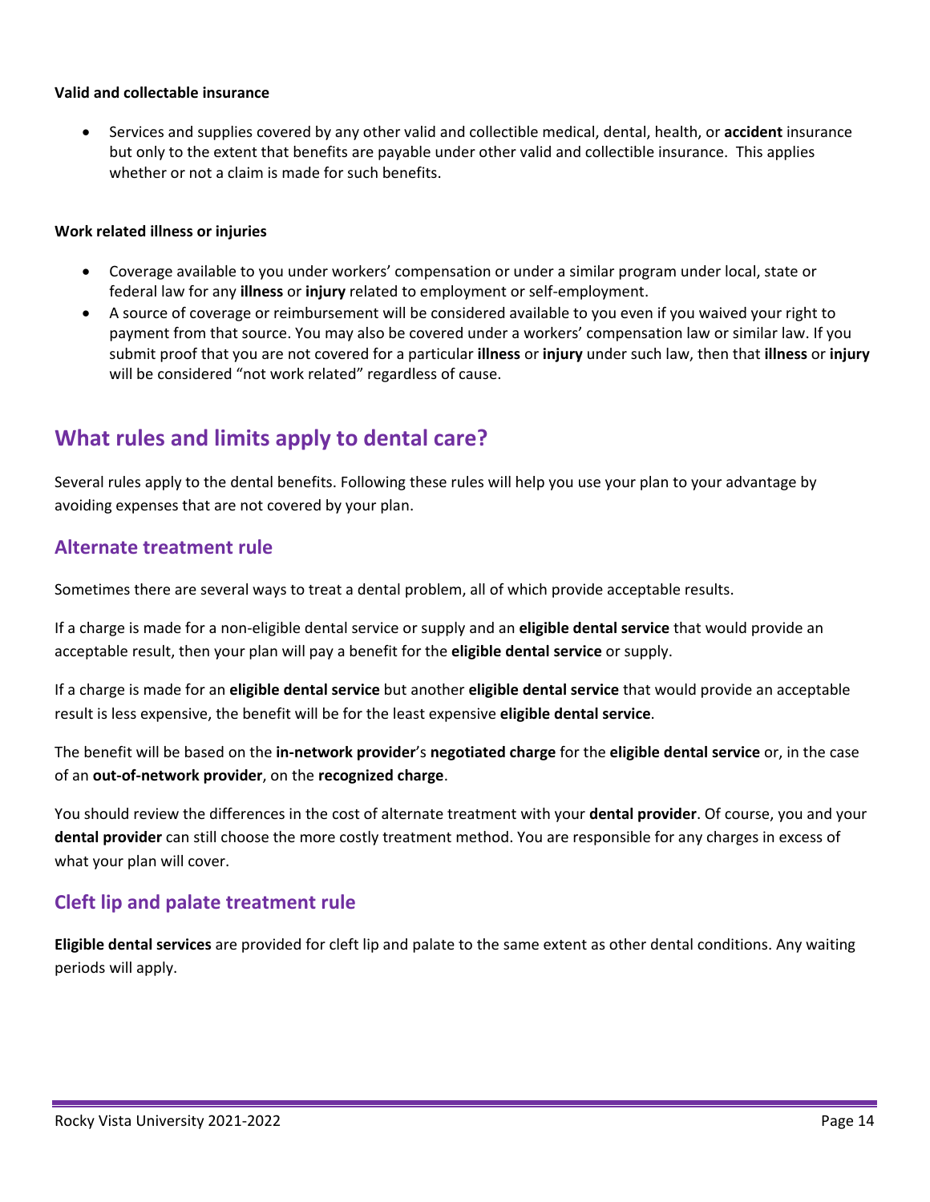**Valid and collectable insurance**

- Services and supplies covered by any other valid and collectible medical, dental, health, or **accident** insurance but only to the extent that benefits are payable under other valid and collectible insurance. This applies whether or not a claim is made for such benefits.

**Work related illness or injuries**

- Coverage available to you under workers' compensation or under a similar program under local, state or federal law for any **illness** or **injury** related to employment or self-employment.
- A source of coverage or reimbursement will be considered available to you even if you waived your right to payment from that source. You may also be covered under a workers' compensation law or similar law. If you submit proof that you are not covered for a particular **illness** or **injury** under such law, then that **illness** or **injury** will be considered "not work related" regardless of cause.

## What rules and limits apply to dental care?

Several rules apply to the dental benefits. Following these rules will help you use your plan to your advantage by avoiding expenses that are not covered by your plan.

### Alternate treatment rule

Sometimes there are several ways to treat a dental problem, all of which provide acceptable results.

If a charge is made for a non-eligible dental service or supply and an **eligible dental service** that would provide an acceptable result, then your plan will pay a benefit for the **eligible dental service** or supply.

If a charge is made for an **eligible dental service** but another **eligible dental service** that would provide an acceptable result is less expensive, the benefit will be for the least expensive **eligible dental service**.

The benefit will be based on the **in-network provider**'s **negotiated charge** for the **eligible dental service** or, in the case of an **out-of-network provider**, on the **recognized charge**.

You should review the differences in the cost of alternate treatment with your **dental provider**. Of course, you and your **dental provider** can still choose the more costly treatment method. You are responsible for any charges in excess of what your plan will cover.

### Cleft lip and palate treatment rule

**Eligible dental services** are provided for cleft lip and palate to the same extent as other dental conditions. Any waiting periods will apply.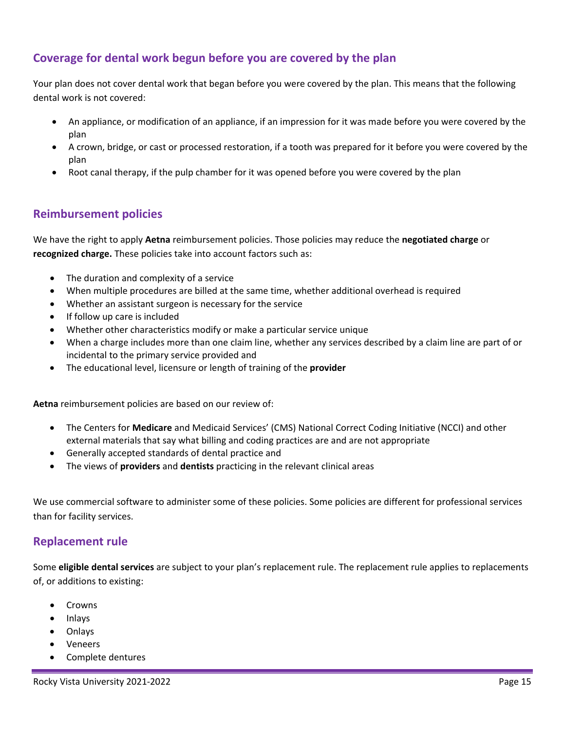## Coverage for dental work begun before you are covered by the plan

Your plan does not cover dental work that began before you were covered by the plan. This means that the following dental work is not covered:

- An appliance, or modification of an appliance, if an impression for it was made before you were covered by the plan
- A crown, bridge, or cast or processed restoration, if a tooth was prepared for it before you were covered by the plan
- Root canal therapy, if the pulp chamber for it was opened before you were covered by the plan

## Reimbursement policies

We have the right to apply **Aetna** reimbursement policies. Those policies may reduce the **negotiated charge** or **recognized charge.** These policies take into account factors such as:

- The duration and complexity of a service
- When multiple procedures are billed at the same time, whether additional overhead is required
- Whether an assistant surgeon is necessary for the service
- If follow up care is included
- Whether other characteristics modify or make a particular service unique
- When a charge includes more than one claim line, whether any services described by a claim line are part of or incidental to the primary service provided and
- The educational level, licensure or length of training of the **provider**

**Aetna** reimbursement policies are based on our review of:

- The Centers for **Medicare** and Medicaid Services' (CMS) National Correct Coding Initiative (NCCI) and other external materials that say what billing and coding practices are and are not appropriate
- Generally accepted standards of dental practice and
- The views of **providers** and **dentists** practicing in the relevant clinical areas

We use commercial software to administer some of these policies. Some policies are different for professional services than for facility services.

## Replacement rule

Some **eligible dental services** are subject to your plan's replacement rule. The replacement rule applies to replacements of, or additions to existing:

- Crowns
- Inlays
- Onlays
- Veneers
- Complete dentures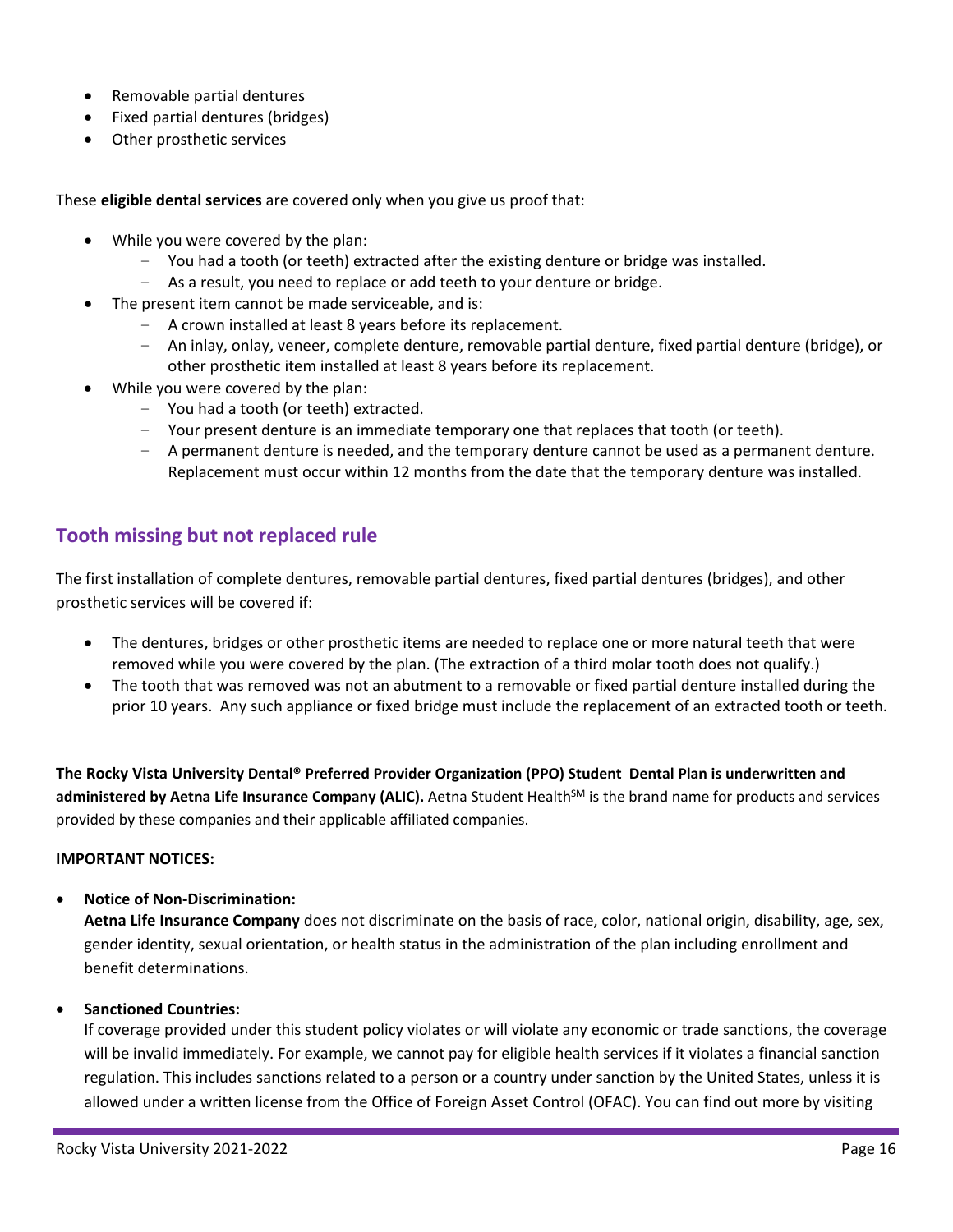- Removable partial dentures
- Fixed partial dentures (bridges)
- Other prosthetic services

These **eligible dental services** are covered only when you give us proof that:

- While you were covered by the plan:
  - You had a tooth (or teeth) extracted after the existing denture or bridge was installed.
  - As a result, you need to replace or add teeth to your denture or bridge.
- The present item cannot be made serviceable, and is:
  - A crown installed at least 8 years before its replacement.
  - An inlay, onlay, veneer, complete denture, removable partial denture, fixed partial denture (bridge), or other prosthetic item installed at least 8 years before its replacement.
- While you were covered by the plan:
  - You had a tooth (or teeth) extracted.
  - Your present denture is an immediate temporary one that replaces that tooth (or teeth).
  - A permanent denture is needed, and the temporary denture cannot be used as a permanent denture. Replacement must occur within 12 months from the date that the temporary denture was installed.

## Tooth missing but not replaced rule

The first installation of complete dentures, removable partial dentures, fixed partial dentures (bridges), and other prosthetic services will be covered if:

- The dentures, bridges or other prosthetic items are needed to replace one or more natural teeth that were removed while you were covered by the plan. (The extraction of a third molar tooth does not qualify.)
- The tooth that was removed was not an abutment to a removable or fixed partial denture installed during the prior 10 years. Any such appliance or fixed bridge must include the replacement of an extracted tooth or teeth.

**The Rocky Vista University Dental® Preferred Provider Organization (PPO) Student Dental Plan is underwritten and administered by Aetna Life Insurance Company (ALIC).** Aetna Student Health℠ is the brand name for products and services provided by these companies and their applicable affiliated companies.

**IMPORTANT NOTICES:**

- **Notice of Non-Discrimination:**
  **Aetna Life Insurance Company** does not discriminate on the basis of race, color, national origin, disability, age, sex, gender identity, sexual orientation, or health status in the administration of the plan including enrollment and benefit determinations.

- **Sanctioned Countries:**
  If coverage provided under this student policy violates or will violate any economic or trade sanctions, the coverage will be invalid immediately. For example, we cannot pay for eligible health services if it violates a financial sanction regulation. This includes sanctions related to a person or a country under sanction by the United States, unless it is allowed under a written license from the Office of Foreign Asset Control (OFAC). You can find out more by visiting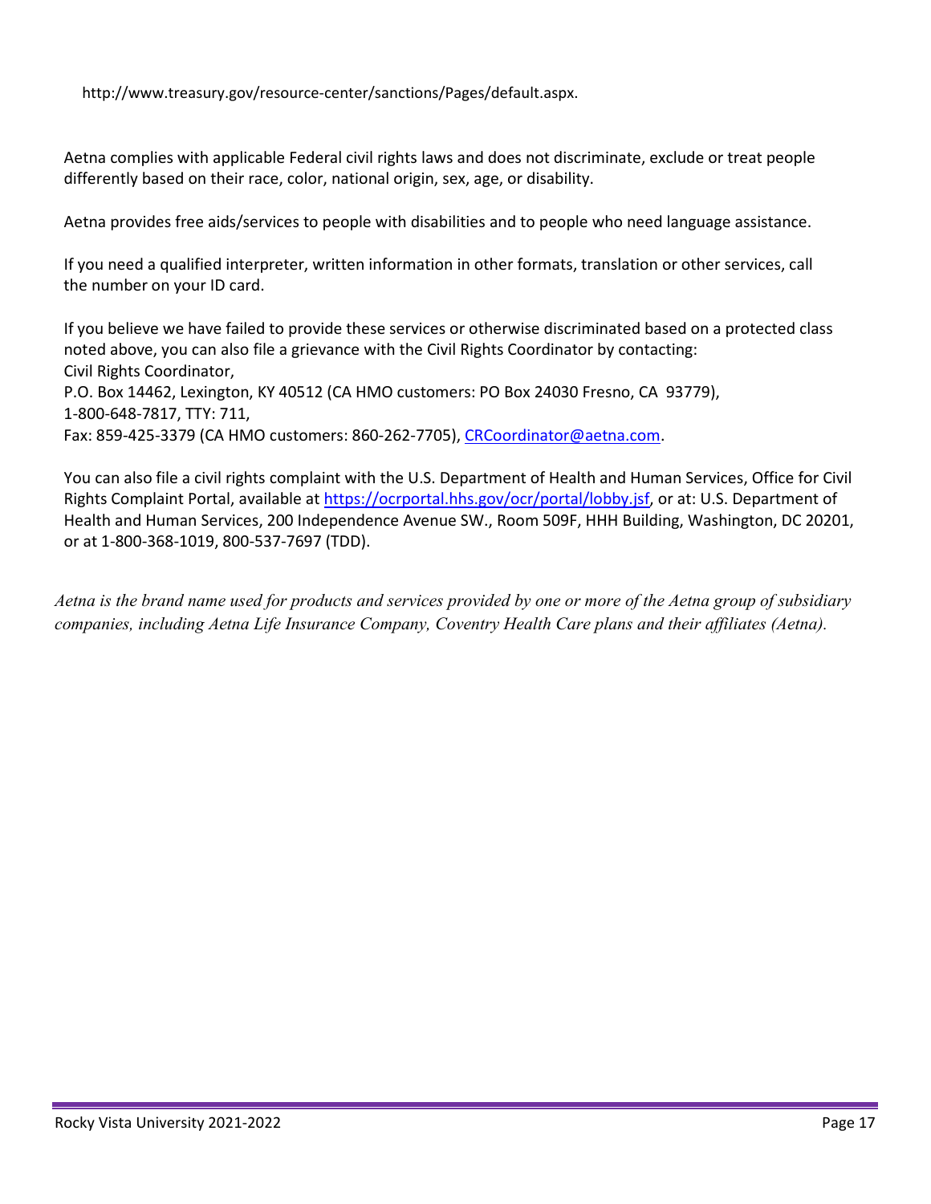http://www.treasury.gov/resource-center/sanctions/Pages/default.aspx.

Aetna complies with applicable Federal civil rights laws and does not discriminate, exclude or treat people differently based on their race, color, national origin, sex, age, or disability.

Aetna provides free aids/services to people with disabilities and to people who need language assistance.

If you need a qualified interpreter, written information in other formats, translation or other services, call the number on your ID card.

If you believe we have failed to provide these services or otherwise discriminated based on a protected class noted above, you can also file a grievance with the Civil Rights Coordinator by contacting:
Civil Rights Coordinator,
P.O. Box 14462, Lexington, KY 40512 (CA HMO customers: PO Box 24030 Fresno, CA 93779),
1-800-648-7817, TTY: 711,
Fax: 859-425-3379 (CA HMO customers: 860-262-7705), CRCoordinator@aetna.com.

You can also file a civil rights complaint with the U.S. Department of Health and Human Services, Office for Civil Rights Complaint Portal, available at https://ocrportal.hhs.gov/ocr/portal/lobby.jsf, or at: U.S. Department of Health and Human Services, 200 Independence Avenue SW., Room 509F, HHH Building, Washington, DC 20201, or at 1-800-368-1019, 800-537-7697 (TDD).

*Aetna is the brand name used for products and services provided by one or more of the Aetna group of subsidiary companies, including Aetna Life Insurance Company, Coventry Health Care plans and their affiliates (Aetna).*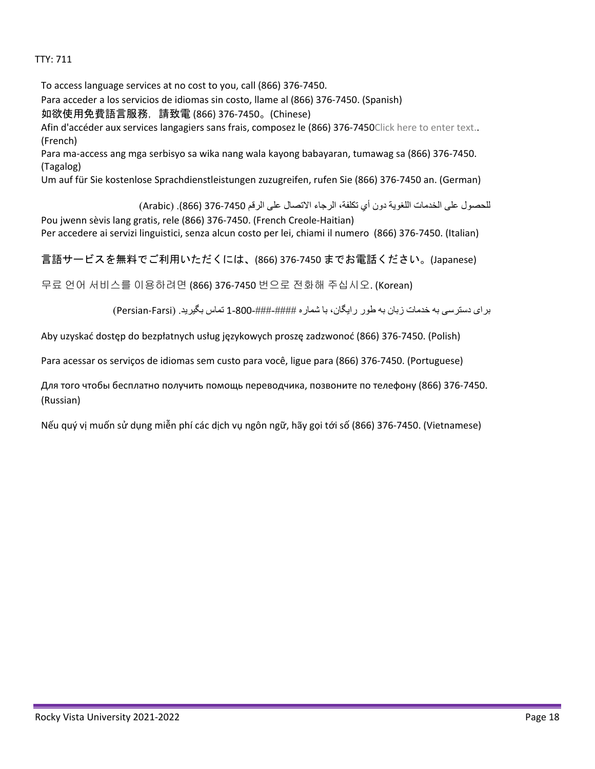TTY: 711

To access language services at no cost to you, call (866) 376-7450.

Para acceder a los servicios de idiomas sin costo, llame al (866) 376-7450. (Spanish)

如欲使用免費語言服務，請致電 (866) 376-7450。(Chinese)

Afin d'accéder aux services langagiers sans frais, composez le (866) 376-7450Click here to enter text.. (French)

Para ma-access ang mga serbisyo sa wika nang wala kayong babayaran, tumawag sa (866) 376-7450. (Tagalog)

Um auf für Sie kostenlose Sprachdienstleistungen zuzugreifen, rufen Sie (866) 376-7450 an. (German)

للحصول على الخدمات اللغوية دون أي تكلفة، الرجاء الاتصال على الرقم 376-7450 (866). (Arabic)

Pou jwenn sèvis lang gratis, rele (866) 376-7450. (French Creole-Haitian)

Per accedere ai servizi linguistici, senza alcun costo per lei, chiami il numero (866) 376-7450. (Italian)

言語サービスを無料でご利用いただくには、(866) 376-7450 までお電話ください。(Japanese)

무료 언어 서비스를 이용하려면 (866) 376-7450 번으로 전화해 주십시오. (Korean)

برای دسترسی به خدمات زبان به طور رایگان، با شماره 1-800-###-#### تماس بگیرید. (Persian-Farsi)

Aby uzyskać dostęp do bezpłatnych usług językowych proszę zadzwonoć (866) 376-7450. (Polish)

Para acessar os serviços de idiomas sem custo para você, ligue para (866) 376-7450. (Portuguese)

Для того чтобы бесплатно получить помощь переводчика, позвоните по телефону (866) 376-7450. (Russian)

Nếu quý vị muốn sử dụng miễn phí các dịch vụ ngôn ngữ, hãy gọi tới số (866) 376-7450. (Vietnamese)